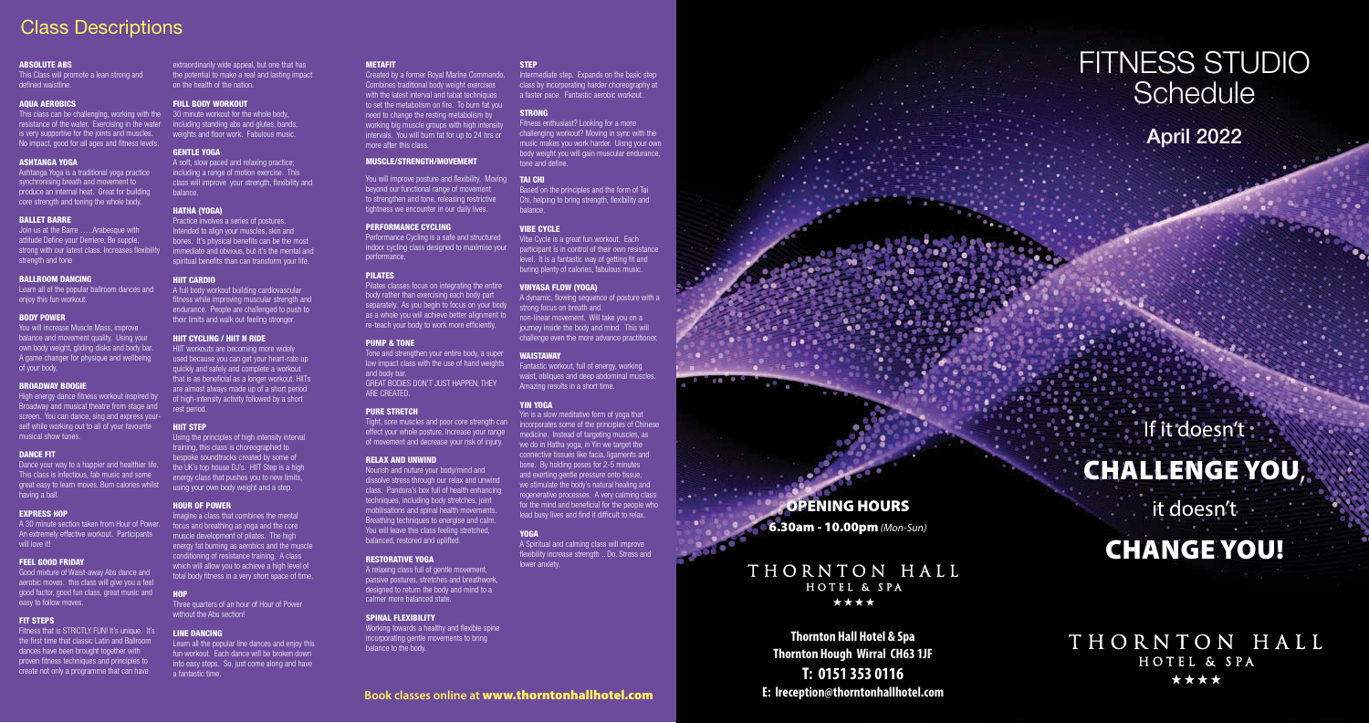## Class Descriptions

### ABSOLUTE ABS
This Class will promote a lean strong and defined waistline.

### AQUA AEROBICS
This class can be challenging, working with the resistance of the water. Exercising in the water is very supportive for the joints and muscles. No impact, good for all ages and fitness levels.

### ASHTANGA YOGA
Ashtanga Yoga is a traditional yoga practice synchronising breath and movement to produce an internal heat. Great for building core strength and toning the whole body.

### BALLET BARRE
Join us at the Barre …..Arabesque with attitude Define your Derriere, Be supple, strong with our latest class. Increases flexibility strength and tone

### BALLROOM DANCING
Learn all of the popular ballroom dances and enjoy this fun workout.

### BODY POWER
You will increase Muscle Mass, improve balance and movement quality. Using your own body weight, gliding disks and body bar. A game changer for physique and wellbeing of your body.

### BROADWAY BOOGIE
High energy dance fitness workout inspired by Broadway and musical theatre from stage and screen. You can dance, sing and express your-self while working out to all of your favourite musical show tunes.

### DANCE FIT
Dance your way to a happier and healthier life. This class is infectious, fab music and some great easy to learn moves. Burn calories whilst having a ball.

### EXPRESS HOP
A 30 minute section taken from Hour of Power. An extremely effective workout. Participants will love it!

### FEEL GOOD FRIDAY
Good mixture of Waist-away Abs dance and aerobic moves. this class will give you a feel good factor, good fun class, great music and easy to follow moves.

### FIT STEPS
Fitness that is STRICTLY FUN! It's unique. It's the first time that classic Latin and Ballroom dances have been brought together with proven fitness techniques and principles to create not only a programme that can have extraordinarily wide appeal, but one that has the potential to make a real and lasting impact on the health of the nation.

### FULL BODY WORKOUT
30 minute workout for the whole body, including standing abs and glutes, bands, weights and floor work. Fabulous music.

### GENTLE YOGA
A soft, slow paced and relaxing practice; including a range of motion exercise. This class will improve your strength, flexibility and balance.

### HATHA (YOGA)
Practice involves a series of postures. Intended to align your muscles, skin and bones. It's physical benefits can be the most immediate and obvious, but it's the mental and spiritual benefits than can transform your life.

### HIIT CARDIO
A full body workout building cardiovascular fitness while improving muscular strength and endurance. People are challenged to push to their limits and walk out feeling stronger.

### HIIT CYCLING / HIIT N RIDE
HIIT workouts are becoming more widely used because you can get your heart-rate up quickly and safely and complete a workout that is as beneficial as a longer workout. HIITs are almost always made up of a short period of high-intensity activity followed by a short rest period.

### HIIT STEP
Using the principles of high intensity interval training, this class is choreographed to bespoke soundtracks created by some of the UK's top house DJ's. HIIT Step is a high energy class that pushes you to new limits, using your own body weight and a step.

### HOUR OF POWER
Imagine a class that combines the mental focus and breathing as yoga and the core muscle development of pilates. The high energy fat burning as aerobics and the muscle conditioning of resistance training. A class which will allow you to achieve a high level of total body fitness in a very short space of time.

### HOP
Three quarters of an hour of Hour of Power without the Abs section!

### LINE DANCING
Learn all the popular line dances and enjoy this fun workout. Each dance will be broken down into easy steps. So, just come along and have a fantastic time.

### METAFIT
Created by a former Royal Marine Commando. Combines traditional body weight exercises with the latest interval and tabat techniques to set the metabolism on fire. To burn fat you need to change the resting metabolism by working big muscle groups with high intensity intervals. You will burn fat for up to 24 hrs or more after this class.

### MUSCLE/STRENGTH/MOVEMENT
You will improve posture and flexibility. Moving beyond our functional range of movement to strengthen and tone, releasing restrictive tightness we encounter in our daily lives.

### PERFORMANCE CYCLING
Performance Cycling is a safe and structured indoor cycling class designed to maximise your performance.

### PILATES
Pilates classes focus on integrating the entire body rather than exercising each body part separately. As you begin to focus on your body as a whole you will achieve better alignment to re-teach your body to work more efficiently.

### PUMP & TONE
Tone and strengthen your entire body, a super low impact class with the use of hand weights and body bar.
GREAT BODIES DON'T JUST HAPPEN, THEY ARE CREATED.

### PURE STRETCH
Tight, sore muscles and poor core strength can effect your whole posture. Increase your range of movement and decrease your risk of injury.

### RELAX AND UNWIND
Nourish and nuture your body/mind and dissolve stress through our relax and unwind class. Pandora's box full of health enhancing techniques, including body stretches, joint mobilisations and spinal health movements. Breathing techniques to energise and calm. You will leave this class feeling stretched, balanced, restored and uplifted.

### RESTORATIVE YOGA
A relaxing class full of gentle movement, passive postures, stretches and breathwork, designed to return the body and mind to a calmer more balanced state.

### SPINAL FLEXIBILITY
Working towards a healthy and flexible spine incorporating gentle movements to bring balance to the body.

### STEP
Intermediate step. Expands on the basic step class by incorporating harder choreography at a faster pace. Fantastic aerobic workout.

### STRONG
Fitness enthusiast? Looking for a more challenging workout? Moving in sync with the music makes you work harder. Using your own body weight you will gain muscular endurance, tone and define.

### TAI CHI
Based on the principles and the form of Tai Chi, helping to bring strength, flexibility and balance.

### VIBE CYCLE
Vibe Cycle is a great fun workout. Each participant is in control of their own resistance level. It is a fantastic way of getting fit and buring plenty of calories, fabulous music.

### VINYASA FLOW (YOGA)
A dynamic, flowing sequence of posture with a strong focus on breath and non-linear movement. Will take you on a journey inside the body and mind. This will challenge even the more advance practitioner.

### WAISTAWAY
Fantastic workout, full of energy, working waist, obliques and deep abdominal muscles. Amazing results in a short time.

### YIN YOGA
Yin is a slow meditative form of yoga that incorporates some of the principles of Chinese medicine. Instead of targeting muscles, as we do in Hatha yoga, in Yin we target the connective tissues like facia, ligaments and bone. By holding poses for 2-5 minutes and exerting gentle pressure onto tissue, we stimulate the body's natural healing and regenerative processes. A very calming class for the mind and beneficial for the people who lead busy lives and find it difficult to relax.

### YOGA
A Spiritual and calming class will improve flexibility increase strength .. Do. Stress and lower anxiety.

**Book classes online at www.thorntonhallhotel.com**

## OPENING HOURS
**6.30am - 10.00pm** *(Mon-Sun)*

THORNTON HALL
HOTEL & SPA
★★★★

**Thornton Hall Hotel & Spa**
**Thornton Hough Wirral CH63 1JF**
**T: 0151 353 0116**
**E: lreception@thorntonhallhotel.com**

# FITNESS STUDIO Schedule

**April 2022**

If it doesn't
**CHALLENGE YOU,**
it doesn't
**CHANGE YOU!**

THORNTON HALL
HOTEL & SPA
★★★★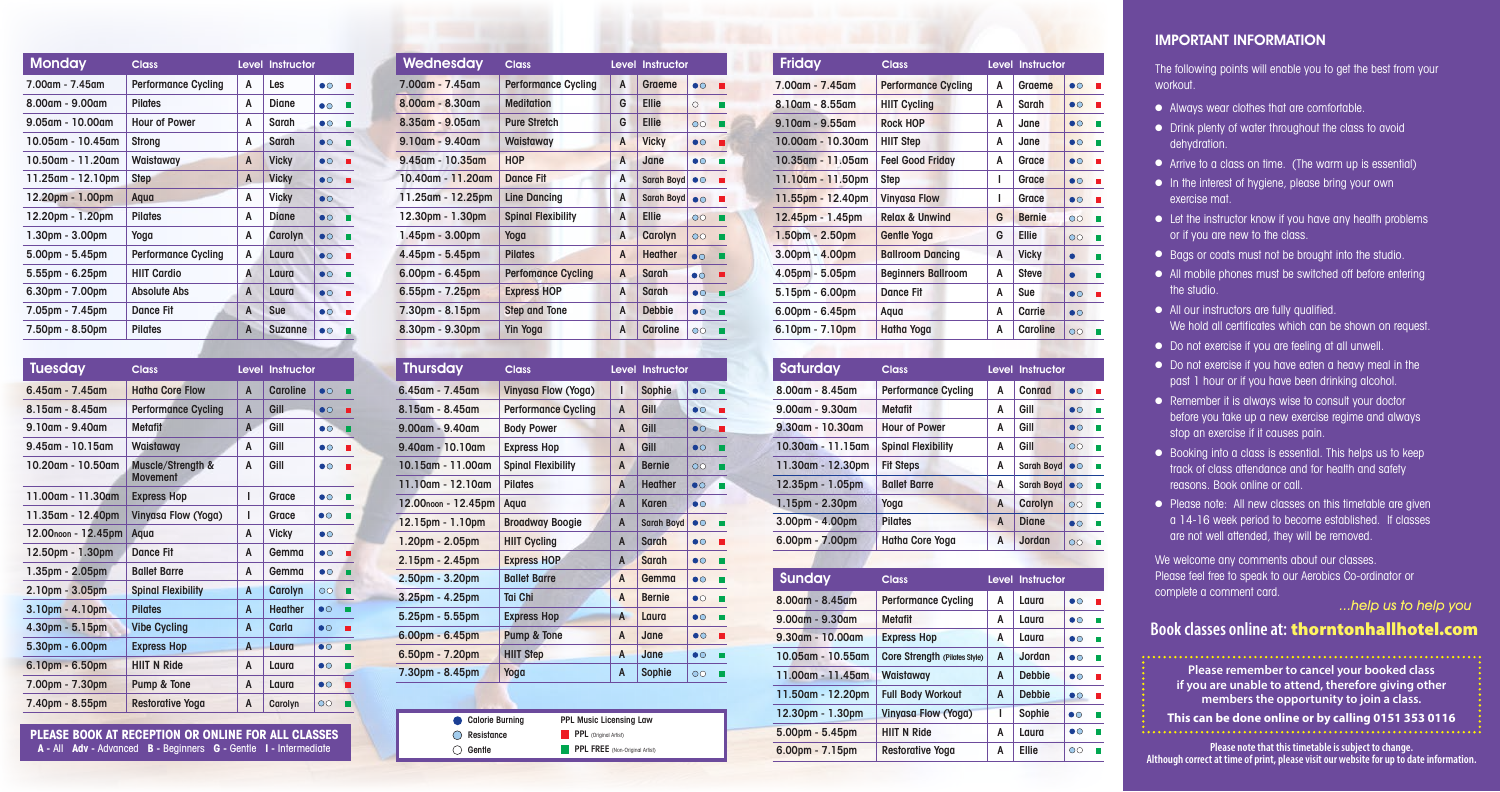| Monday | Class | Level | Instructor |
|---|---|---|---|
| 7.00am - 7.45am | Performance Cycling | A | Les |
| 8.00am - 9.00am | Pilates | A | Diane |
| 9.05am - 10.00am | Hour of Power | A | Sarah |
| 10.05am - 10.45am | Strong | A | Sarah |
| 10.50am - 11.20am | Waistaway | A | Vicky |
| 11.25am - 12.10pm | Step | A | Vicky |
| 12.20pm - 1.00pm | Aqua | A | Vicky |
| 12.20pm - 1.20pm | Pilates | A | Diane |
| 1.30pm - 3.00pm | Yoga | A | Carolyn |
| 5.00pm - 5.45pm | Performance Cycling | A | Laura |
| 5.55pm - 6.25pm | HIIT Cardio | A | Laura |
| 6.30pm - 7.00pm | Absolute Abs | A | Laura |
| 7.05pm - 7.45pm | Dance Fit | A | Sue |
| 7.50pm - 8.50pm | Pilates | A | Suzanne |

| Tuesday | Class | Level | Instructor |
|---|---|---|---|
| 6.45am - 7.45am | Hatha Core Flow | A | Caroline |
| 8.15am - 8.45am | Performance Cycling | A | Gill |
| 9.10am - 9.40am | Metafit | A | Gill |
| 9.45am - 10.15am | Waistaway | A | Gill |
| 10.20am - 10.50am | Muscle/Strength & Movement | A | Gill |
| 11.00am - 11.30am | Express Hop | I | Grace |
| 11.35am - 12.40pm | Vinyasa Flow (Yoga) | I | Grace |
| 12.00noon - 12.45pm | Aqua | A | Vicky |
| 12.50pm - 1.30pm | Dance Fit | A | Gemma |
| 1.35pm - 2.05pm | Ballet Barre | A | Gemma |
| 2.10pm - 3.05pm | Spinal Flexibility | A | Carolyn |
| 3.10pm - 4.10pm | Pilates | A | Heather |
| 4.30pm - 5.15pm | Vibe Cycling | A | Carla |
| 5.30pm - 6.00pm | Express Hop | A | Laura |
| 6.10pm - 6.50pm | HIIT N Ride | A | Laura |
| 7.00pm - 7.30pm | Pump & Tone | A | Laura |
| 7.40pm - 8.55pm | Restorative Yoga | A | Carolyn |

**PLEASE BOOK AT RECEPTION OR ONLINE FOR ALL CLASSES**
**A** - All **Adv** - Advanced **B** - Beginners **G** - Gentle **I** - Intermediate

| Wednesday | Class | Level | Instructor |
|---|---|---|---|
| 7.00am - 7.45am | Performance Cycling | A | Graeme |
| 8.00am - 8.30am | Meditation | G | Ellie |
| 8.35am - 9.05am | Pure Stretch | G | Ellie |
| 9.10am - 9.40am | Waistaway | A | Vicky |
| 9.45am - 10.35am | HOP | A | Jane |
| 10.40am - 11.20am | Dance Fit | A | Sarah Boyd |
| 11.25am - 12.25pm | Line Dancing | A | Sarah Boyd |
| 12.30pm - 1.30pm | Spinal Flexibility | A | Ellie |
| 1.45pm - 3.00pm | Yoga | A | Carolyn |
| 4.45pm - 5.45pm | Pilates | A | Heather |
| 6.00pm - 6.45pm | Perfomance Cycling | A | Sarah |
| 6.55pm - 7.25pm | Express HOP | A | Sarah |
| 7.30pm - 8.15pm | Step and Tone | A | Debbie |
| 8.30pm - 9.30pm | Yin Yoga | A | Caroline |

| Thursday | Class | Level | Instructor |
|---|---|---|---|
| 6.45am - 7.45am | Vinyasa Flow (Yoga) | I | Sophie |
| 8.15am - 8.45am | Performance Cycling | A | Gill |
| 9.00am - 9.40am | Body Power | A | Gill |
| 9.40am - 10.10am | Express Hop | A | Gill |
| 10.15am - 11.00am | Spinal Flexibility | A | Bernie |
| 11.10am - 12.10am | Pilates | A | Heather |
| 12.00noon - 12.45pm | Aqua | A | Karen |
| 12.15pm - 1.10pm | Broadway Boogie | A | Sarah Boyd |
| 1.20pm - 2.05pm | HIIT Cycling | A | Sarah |
| 2.15pm - 2.45pm | Express HOP | A | Sarah |
| 2.50pm - 3.20pm | Ballet Barre | A | Gemma |
| 3.25pm - 4.25pm | Tai Chi | A | Bernie |
| 5.25pm - 5.55pm | Express Hop | A | Laura |
| 6.00pm - 6.45pm | Pump & Tone | A | Jane |
| 6.50pm - 7.20pm | HIIT Step | A | Jane |
| 7.30pm - 8.45pm | Yoga | A | Sophie |

Calorie Burning
Resistance
Gentle
PPL Music Licensing Law
PPL (Original Artist)
PPL FREE (Non-Original Artist)

| Friday | Class | Level | Instructor |
|---|---|---|---|
| 7.00am - 7.45am | Performance Cycling | A | Graeme |
| 8.10am - 8.55am | HIIT Cycling | A | Sarah |
| 9.10am - 9.55am | Rock HOP | A | Jane |
| 10.00am - 10.30am | HIIT Step | A | Jane |
| 10.35am - 11.05am | Feel Good Friday | A | Grace |
| 11.10am - 11.50pm | Step | I | Grace |
| 11.55pm - 12.40pm | Vinyasa Flow | I | Grace |
| 12.45pm - 1.45pm | Relax & Unwind | G | Bernie |
| 1.50pm - 2.50pm | Gentle Yoga | G | Ellie |
| 3.00pm - 4.00pm | Ballroom Dancing | A | Vicky |
| 4.05pm - 5.05pm | Beginners Ballroom | A | Steve |
| 5.15pm - 6.00pm | Dance Fit | A | Sue |
| 6.00pm - 6.45pm | Aqua | A | Carrie |
| 6.10pm - 7.10pm | Hatha Yoga | A | Caroline |

| Saturday | Class | Level | Instructor |
|---|---|---|---|
| 8.00am - 8.45am | Performance Cycling | A | Conrad |
| 9.00am - 9.30am | Metafit | A | Gill |
| 9.30am - 10.30am | Hour of Power | A | Gill |
| 10.30am - 11.15am | Spinal Flexibility | A | Gill |
| 11.30am - 12.30pm | Fit Steps | A | Sarah Boyd |
| 12.35pm - 1.05pm | Ballet Barre | A | Sarah Boyd |
| 1.15pm - 2.30pm | Yoga | A | Carolyn |
| 3.00pm - 4.00pm | Pilates | A | Diane |
| 6.00pm - 7.00pm | Hatha Core Yoga | A | Jordan |

| Sunday | Class | Level | Instructor |
|---|---|---|---|
| 8.00am - 8.45am | Performance Cycling | A | Laura |
| 9.00am - 9.30am | Metafit | A | Laura |
| 9.30am - 10.00am | Express Hop | A | Laura |
| 10.05am - 10.55am | Core Strength (Pilates Style) | A | Jordan |
| 11.00am - 11.45am | Waistaway | A | Debbie |
| 11.50am - 12.20pm | Full Body Workout | A | Debbie |
| 12.30pm - 1.30pm | Vinyasa Flow (Yoga) | I | Sophie |
| 5.00pm - 5.45pm | HIIT N Ride | A | Laura |
| 6.00pm - 7.15pm | Restorative Yoga | A | Ellie |

## IMPORTANT INFORMATION

The following points will enable you to get the best from your workout.

- Always wear clothes that are comfortable.
- Drink plenty of water throughout the class to avoid dehydration.
- Arrive to a class on time. (The warm up is essential)
- In the interest of hygiene, please bring your own exercise mat.
- Let the instructor know if you have any health problems or if you are new to the class.
- Bags or coats must not be brought into the studio.
- All mobile phones must be switched off before entering the studio.
- All our instructors are fully qualified. We hold all certificates which can be shown on request.
- Do not exercise if you are feeling at all unwell.
- Do not exercise if you have eaten a heavy meal in the past 1 hour or if you have been drinking alcohol.
- Remember it is always wise to consult your doctor before you take up a new exercise regime and always stop an exercise if it causes pain.
- Booking into a class is essential. This helps us to keep track of class attendance and for health and safety reasons. Book online or call.
- Please note: All new classes on this timetable are given a 14-16 week period to become established. If classes are not well attended, they will be removed.

We welcome any comments about our classes. Please feel free to speak to our Aerobics Co-ordinator or complete a comment card.

*...help us to help you*

## Book classes online at: thorntonhallhotel.com

**Please remember to cancel your booked class if you are unable to attend, therefore giving other members the opportunity to join a class.**

**This can be done online or by calling 0151 353 0116**

**Please note that this timetable is subject to change. Although correct at time of print, please visit our website for up to date information.**